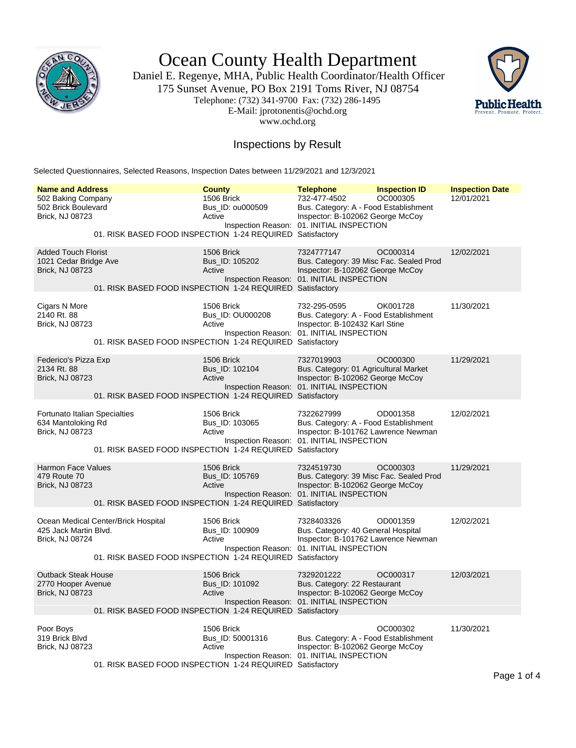# Ocean County Health Department

Daniel E. Regenye, MHA, Public Health Coordinator/Health Officer
175 Sunset Avenue, PO Box 2191 Toms River, NJ 08754
Telephone: (732) 341-9700 Fax: (732) 286-1495
E-Mail: jprotonentis@ochd.org
www.ochd.org

Public Health
Prevent. Promote. Protect.

## Inspections by Result

Selected Questionnaires, Selected Reasons, Inspection Dates between 11/29/2021 and 12/3/2021

| Name and Address | County | Telephone | Inspection ID | Inspection Date |
|---|---|---|---|---|
| 502 Baking Company<br>502 Brick Boulevard<br>Brick, NJ 08723 | 1506 Brick<br>Bus_ID: ou000509<br>Active | 732-477-4502<br>Bus. Category: A - Food Establishment<br>Inspector: B-102062 George McCoy | OC000305 | 12/01/2021 |
| | Inspection Reason: | 01. INITIAL INSPECTION | | |
| 01. RISK BASED FOOD INSPECTION 1-24 REQUIRED | | Satisfactory | | |
| Added Touch Florist<br>1021 Cedar Bridge Ave<br>Brick, NJ 08723 | 1506 Brick<br>Bus_ID: 105202<br>Active | 7324777147<br>Bus. Category: 39 Misc Fac. Sealed Prod<br>Inspector: B-102062 George McCoy | OC000314 | 12/02/2021 |
| | Inspection Reason: | 01. INITIAL INSPECTION | | |
| 01. RISK BASED FOOD INSPECTION 1-24 REQUIRED | | Satisfactory | | |
| Cigars N More<br>2140 Rt. 88<br>Brick, NJ 08723 | 1506 Brick<br>Bus_ID: OU000208<br>Active | 732-295-0595<br>Bus. Category: A - Food Establishment<br>Inspector: B-102432 Karl Stine | OK001728 | 11/30/2021 |
| | Inspection Reason: | 01. INITIAL INSPECTION | | |
| 01. RISK BASED FOOD INSPECTION 1-24 REQUIRED | | Satisfactory | | |
| Federico's Pizza Exp<br>2134 Rt. 88<br>Brick, NJ 08723 | 1506 Brick<br>Bus_ID: 102104<br>Active | 7327019903<br>Bus. Category: 01 Agricultural Market<br>Inspector: B-102062 George McCoy | OC000300 | 11/29/2021 |
| | Inspection Reason: | 01. INITIAL INSPECTION | | |
| 01. RISK BASED FOOD INSPECTION 1-24 REQUIRED | | Satisfactory | | |
| Fortunato Italian Specialties<br>634 Mantoloking Rd<br>Brick, NJ 08723 | 1506 Brick<br>Bus_ID: 103065<br>Active | 7322627999<br>Bus. Category: A - Food Establishment<br>Inspector: B-101762 Lawrence Newman | OD001358 | 12/02/2021 |
| | Inspection Reason: | 01. INITIAL INSPECTION | | |
| 01. RISK BASED FOOD INSPECTION 1-24 REQUIRED | | Satisfactory | | |
| Harmon Face Values<br>479 Route 70<br>Brick, NJ 08723 | 1506 Brick<br>Bus_ID: 105769<br>Active | 7324519730<br>Bus. Category: 39 Misc Fac. Sealed Prod<br>Inspector: B-102062 George McCoy | OC000303 | 11/29/2021 |
| | Inspection Reason: | 01. INITIAL INSPECTION | | |
| 01. RISK BASED FOOD INSPECTION 1-24 REQUIRED | | Satisfactory | | |
| Ocean Medical Center/Brick Hospital<br>425 Jack Martin Blvd.<br>Brick, NJ 08724 | 1506 Brick<br>Bus_ID: 100909<br>Active | 7328403326<br>Bus. Category: 40 General Hospital<br>Inspector: B-101762 Lawrence Newman | OD001359 | 12/02/2021 |
| | Inspection Reason: | 01. INITIAL INSPECTION | | |
| 01. RISK BASED FOOD INSPECTION 1-24 REQUIRED | | Satisfactory | | |
| Outback Steak House<br>2770 Hooper Avenue<br>Brick, NJ 08723 | 1506 Brick<br>Bus_ID: 101092<br>Active | 7329201222<br>Bus. Category: 22 Restaurant<br>Inspector: B-102062 George McCoy | OC000317 | 12/03/2021 |
| | Inspection Reason: | 01. INITIAL INSPECTION | | |
| 01. RISK BASED FOOD INSPECTION 1-24 REQUIRED | | Satisfactory | | |
| Poor Boys<br>319 Brick Blvd<br>Brick, NJ 08723 | 1506 Brick<br>Bus_ID: 50001316<br>Active | Bus. Category: A - Food Establishment<br>Inspector: B-102062 George McCoy | OC000302 | 11/30/2021 |
| | Inspection Reason: | 01. INITIAL INSPECTION | | |
| 01. RISK BASED FOOD INSPECTION 1-24 REQUIRED | | Satisfactory | | |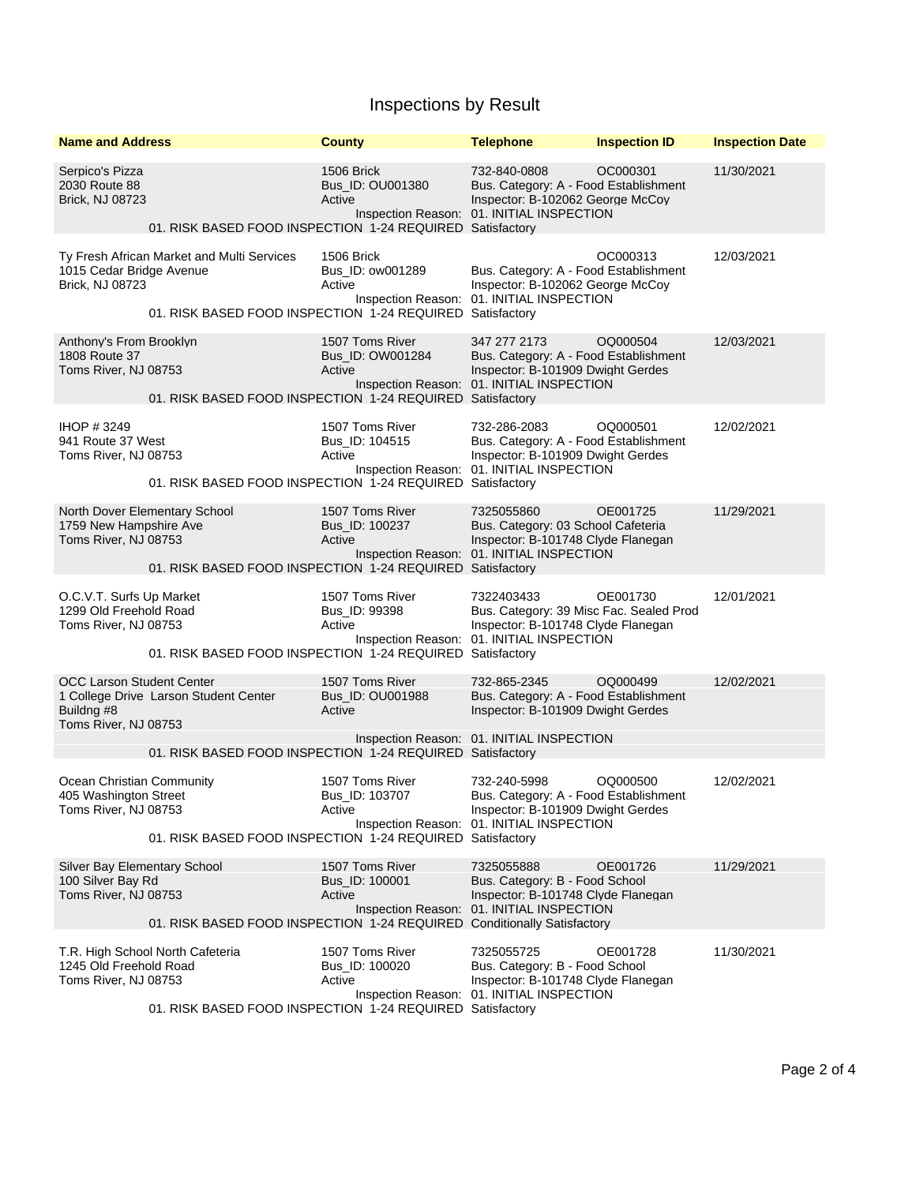# Inspections by Result

| Name and Address | County | Telephone | Inspection ID | Inspection Date |
|---|---|---|---|---|
| Serpico's Pizza<br>2030 Route 88<br>Brick, NJ 08723 | 1506 Brick<br>Bus_ID: OU001380<br>Active | 732-840-0808<br>Bus. Category: A - Food Establishment<br>Inspector: B-102062 George McCoy | OC000301 | 11/30/2021 |
| | Inspection Reason: | 01. INITIAL INSPECTION | | |
| 01. RISK BASED FOOD INSPECTION 1-24 REQUIRED | | Satisfactory | | |
| Ty Fresh African Market and Multi Services<br>1015 Cedar Bridge Avenue<br>Brick, NJ 08723 | 1506 Brick<br>Bus_ID: ow001289<br>Active | Bus. Category: A - Food Establishment<br>Inspector: B-102062 George McCoy | OC000313 | 12/03/2021 |
| | Inspection Reason: | 01. INITIAL INSPECTION | | |
| 01. RISK BASED FOOD INSPECTION 1-24 REQUIRED | | Satisfactory | | |
| Anthony's From Brooklyn<br>1808 Route 37<br>Toms River, NJ 08753 | 1507 Toms River<br>Bus_ID: OW001284<br>Active | 347 277 2173<br>Bus. Category: A - Food Establishment<br>Inspector: B-101909 Dwight Gerdes | OQ000504 | 12/03/2021 |
| | Inspection Reason: | 01. INITIAL INSPECTION | | |
| 01. RISK BASED FOOD INSPECTION 1-24 REQUIRED | | Satisfactory | | |
| IHOP # 3249<br>941 Route 37 West<br>Toms River, NJ 08753 | 1507 Toms River<br>Bus_ID: 104515<br>Active | 732-286-2083<br>Bus. Category: A - Food Establishment<br>Inspector: B-101909 Dwight Gerdes | OQ000501 | 12/02/2021 |
| | Inspection Reason: | 01. INITIAL INSPECTION | | |
| 01. RISK BASED FOOD INSPECTION 1-24 REQUIRED | | Satisfactory | | |
| North Dover Elementary School<br>1759 New Hampshire Ave<br>Toms River, NJ 08753 | 1507 Toms River<br>Bus_ID: 100237<br>Active | 7325055860<br>Bus. Category: 03 School Cafeteria<br>Inspector: B-101748 Clyde Flanegan | OE001725 | 11/29/2021 |
| | Inspection Reason: | 01. INITIAL INSPECTION | | |
| 01. RISK BASED FOOD INSPECTION 1-24 REQUIRED | | Satisfactory | | |
| O.C.V.T. Surfs Up Market<br>1299 Old Freehold Road<br>Toms River, NJ 08753 | 1507 Toms River<br>Bus_ID: 99398<br>Active | 7322403433<br>Bus. Category: 39 Misc Fac. Sealed Prod<br>Inspector: B-101748 Clyde Flanegan | OE001730 | 12/01/2021 |
| | Inspection Reason: | 01. INITIAL INSPECTION | | |
| 01. RISK BASED FOOD INSPECTION 1-24 REQUIRED | | Satisfactory | | |
| OCC Larson Student Center<br>1 College Drive Larson Student Center Buildng #8<br>Toms River, NJ 08753 | 1507 Toms River<br>Bus_ID: OU001988<br>Active | 732-865-2345<br>Bus. Category: A - Food Establishment<br>Inspector: B-101909 Dwight Gerdes | OQ000499 | 12/02/2021 |
| | Inspection Reason: | 01. INITIAL INSPECTION | | |
| 01. RISK BASED FOOD INSPECTION 1-24 REQUIRED | | Satisfactory | | |
| Ocean Christian Community<br>405 Washington Street<br>Toms River, NJ 08753 | 1507 Toms River<br>Bus_ID: 103707<br>Active | 732-240-5998<br>Bus. Category: A - Food Establishment<br>Inspector: B-101909 Dwight Gerdes | OQ000500 | 12/02/2021 |
| | Inspection Reason: | 01. INITIAL INSPECTION | | |
| 01. RISK BASED FOOD INSPECTION 1-24 REQUIRED | | Satisfactory | | |
| Silver Bay Elementary School<br>100 Silver Bay Rd<br>Toms River, NJ 08753 | 1507 Toms River<br>Bus_ID: 100001<br>Active | 7325055888<br>Bus. Category: B - Food School<br>Inspector: B-101748 Clyde Flanegan | OE001726 | 11/29/2021 |
| | Inspection Reason: | 01. INITIAL INSPECTION | | |
| 01. RISK BASED FOOD INSPECTION 1-24 REQUIRED | | Conditionally Satisfactory | | |
| T.R. High School North Cafeteria<br>1245 Old Freehold Road<br>Toms River, NJ 08753 | 1507 Toms River<br>Bus_ID: 100020<br>Active | 7325055725<br>Bus. Category: B - Food School<br>Inspector: B-101748 Clyde Flanegan | OE001728 | 11/30/2021 |
| | Inspection Reason: | 01. INITIAL INSPECTION | | |
| 01. RISK BASED FOOD INSPECTION 1-24 REQUIRED | | Satisfactory | | |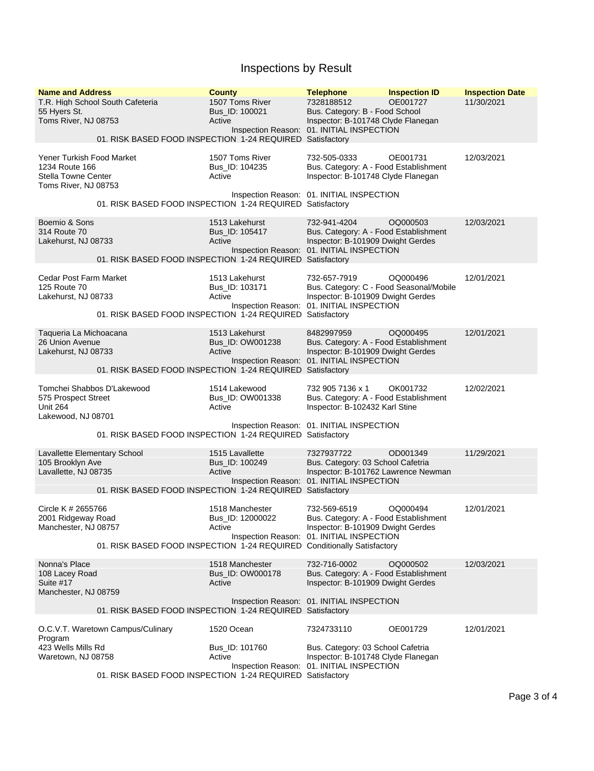# Inspections by Result

| Name and Address | County | Telephone | Inspection ID | Inspection Date |
|---|---|---|---|---|
| T.R. High School South Cafeteria<br>55 Hyers St.<br>Toms River, NJ 08753 | 1507 Toms River<br>Bus_ID: 100021<br>Active | 7328188512<br>Bus. Category: B - Food School<br>Inspector: B-101748 Clyde Flanegan | OE001727 | 11/30/2021 |
| | Inspection Reason: | 01. INITIAL INSPECTION | | |
| 01. RISK BASED FOOD INSPECTION 1-24 REQUIRED | | Satisfactory | | |
| Yener Turkish Food Market<br>1234 Route 166<br>Stella Towne Center<br>Toms River, NJ 08753 | 1507 Toms River<br>Bus_ID: 104235<br>Active | 732-505-0333<br>Bus. Category: A - Food Establishment<br>Inspector: B-101748 Clyde Flanegan | OE001731 | 12/03/2021 |
| | Inspection Reason: | 01. INITIAL INSPECTION | | |
| 01. RISK BASED FOOD INSPECTION 1-24 REQUIRED | | Satisfactory | | |
| Boemio & Sons<br>314 Route 70<br>Lakehurst, NJ 08733 | 1513 Lakehurst<br>Bus_ID: 105417<br>Active | 732-941-4204<br>Bus. Category: A - Food Establishment<br>Inspector: B-101909 Dwight Gerdes | OQ000503 | 12/03/2021 |
| | Inspection Reason: | 01. INITIAL INSPECTION | | |
| 01. RISK BASED FOOD INSPECTION 1-24 REQUIRED | | Satisfactory | | |
| Cedar Post Farm Market<br>125 Route 70<br>Lakehurst, NJ 08733 | 1513 Lakehurst<br>Bus_ID: 103171<br>Active | 732-657-7919<br>Bus. Category: C - Food Seasonal/Mobile<br>Inspector: B-101909 Dwight Gerdes | OQ000496 | 12/01/2021 |
| | Inspection Reason: | 01. INITIAL INSPECTION | | |
| 01. RISK BASED FOOD INSPECTION 1-24 REQUIRED | | Satisfactory | | |
| Taqueria La Michoacana<br>26 Union Avenue<br>Lakehurst, NJ 08733 | 1513 Lakehurst<br>Bus_ID: OW001238<br>Active | 8482997959<br>Bus. Category: A - Food Establishment<br>Inspector: B-101909 Dwight Gerdes | OQ000495 | 12/01/2021 |
| | Inspection Reason: | 01. INITIAL INSPECTION | | |
| 01. RISK BASED FOOD INSPECTION 1-24 REQUIRED | | Satisfactory | | |
| Tomchei Shabbos D'Lakewood<br>575 Prospect Street<br>Unit 264<br>Lakewood, NJ 08701 | 1514 Lakewood<br>Bus_ID: OW001338<br>Active | 732 905 7136 x 1<br>Bus. Category: A - Food Establishment<br>Inspector: B-102432 Karl Stine | OK001732 | 12/02/2021 |
| | Inspection Reason: | 01. INITIAL INSPECTION | | |
| 01. RISK BASED FOOD INSPECTION 1-24 REQUIRED | | Satisfactory | | |
| Lavallette Elementary School<br>105 Brooklyn Ave<br>Lavallette, NJ 08735 | 1515 Lavallette<br>Bus_ID: 100249<br>Active | 7327937722<br>Bus. Category: 03 School Cafetria<br>Inspector: B-101762 Lawrence Newman | OD001349 | 11/29/2021 |
| | Inspection Reason: | 01. INITIAL INSPECTION | | |
| 01. RISK BASED FOOD INSPECTION 1-24 REQUIRED | | Satisfactory | | |
| Circle K # 2655766<br>2001 Ridgeway Road<br>Manchester, NJ 08757 | 1518 Manchester<br>Bus_ID: 12000022<br>Active | 732-569-6519<br>Bus. Category: A - Food Establishment<br>Inspector: B-101909 Dwight Gerdes | OQ000494 | 12/01/2021 |
| | Inspection Reason: | 01. INITIAL INSPECTION | | |
| 01. RISK BASED FOOD INSPECTION 1-24 REQUIRED | | Conditionally Satisfactory | | |
| Nonna's Place<br>108 Lacey Road<br>Suite #17<br>Manchester, NJ 08759 | 1518 Manchester<br>Bus_ID: OW000178<br>Active | 732-716-0002<br>Bus. Category: A - Food Establishment<br>Inspector: B-101909 Dwight Gerdes | OQ000502 | 12/03/2021 |
| | Inspection Reason: | 01. INITIAL INSPECTION | | |
| 01. RISK BASED FOOD INSPECTION 1-24 REQUIRED | | Satisfactory | | |
| O.C.V.T. Waretown Campus/Culinary Program<br>423 Wells Mills Rd<br>Waretown, NJ 08758 | 1520 Ocean<br>Bus_ID: 101760<br>Active | 7324733110<br>Bus. Category: 03 School Cafetria<br>Inspector: B-101748 Clyde Flanegan | OE001729 | 12/01/2021 |
| | Inspection Reason: | 01. INITIAL INSPECTION | | |
| 01. RISK BASED FOOD INSPECTION 1-24 REQUIRED | | Satisfactory | | |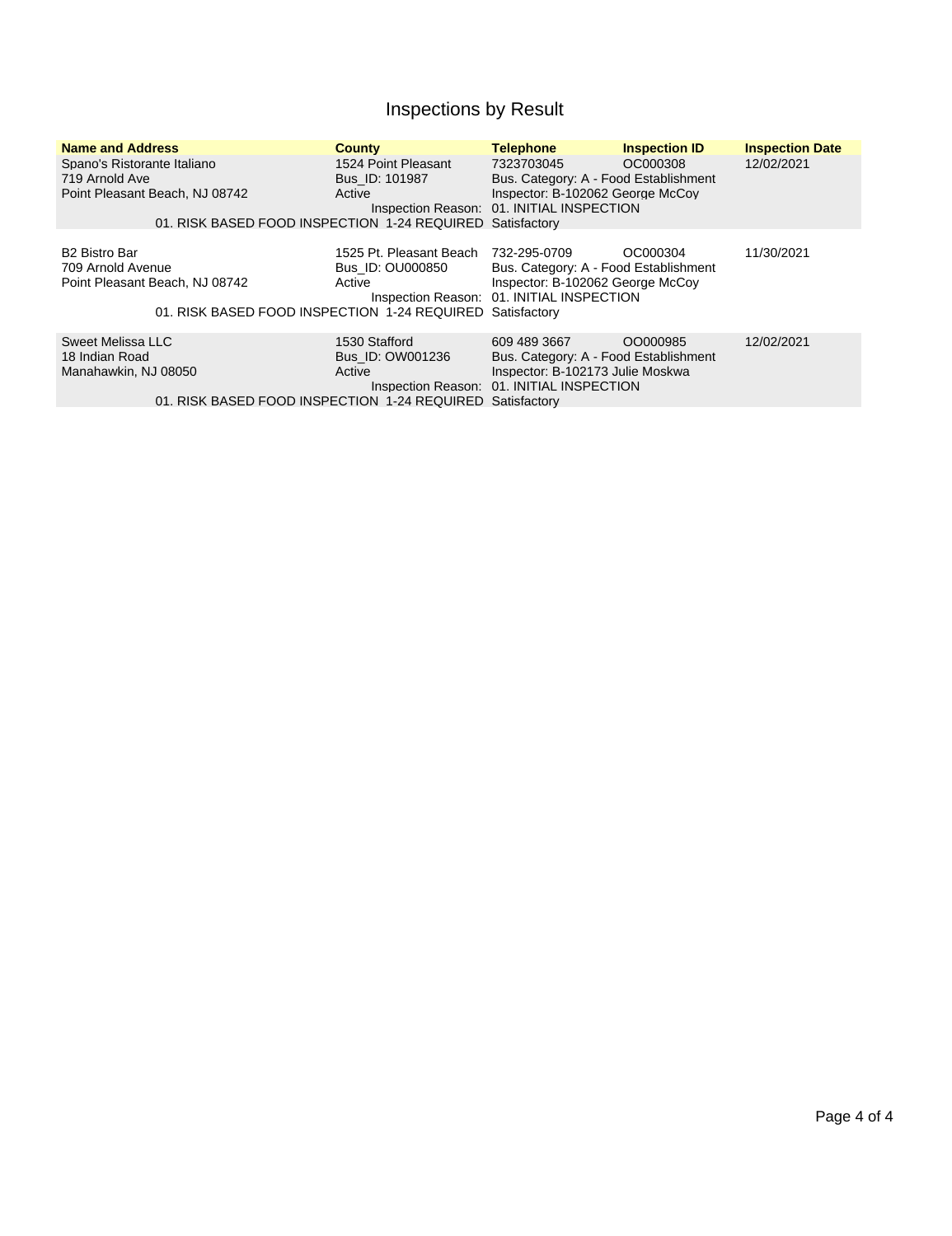# Inspections by Result

| Name and Address | County | Telephone | Inspection ID | Inspection Date |
|---|---|---|---|---|
| Spano's Ristorante Italiano<br>719 Arnold Ave<br>Point Pleasant Beach, NJ 08742 | 1524 Point Pleasant<br>Bus_ID: 101987<br>Active | 7323703045<br>Bus. Category: A - Food Establishment<br>Inspector: B-102062 George McCoy | OC000308 | 12/02/2021 |
| | Inspection Reason: | 01. INITIAL INSPECTION | | |
| | 01. RISK BASED FOOD INSPECTION 1-24 REQUIRED | Satisfactory | | |
| B2 Bistro Bar<br>709 Arnold Avenue<br>Point Pleasant Beach, NJ 08742 | 1525 Pt. Pleasant Beach<br>Bus_ID: OU000850<br>Active | 732-295-0709<br>Bus. Category: A - Food Establishment<br>Inspector: B-102062 George McCoy | OC000304 | 11/30/2021 |
| | Inspection Reason: | 01. INITIAL INSPECTION | | |
| | 01. RISK BASED FOOD INSPECTION 1-24 REQUIRED | Satisfactory | | |
| Sweet Melissa LLC<br>18 Indian Road<br>Manahawkin, NJ 08050 | 1530 Stafford<br>Bus_ID: OW001236<br>Active | 609 489 3667<br>Bus. Category: A - Food Establishment<br>Inspector: B-102173 Julie Moskwa | OO000985 | 12/02/2021 |
| | Inspection Reason: | 01. INITIAL INSPECTION | | |
| | 01. RISK BASED FOOD INSPECTION 1-24 REQUIRED | Satisfactory | | |